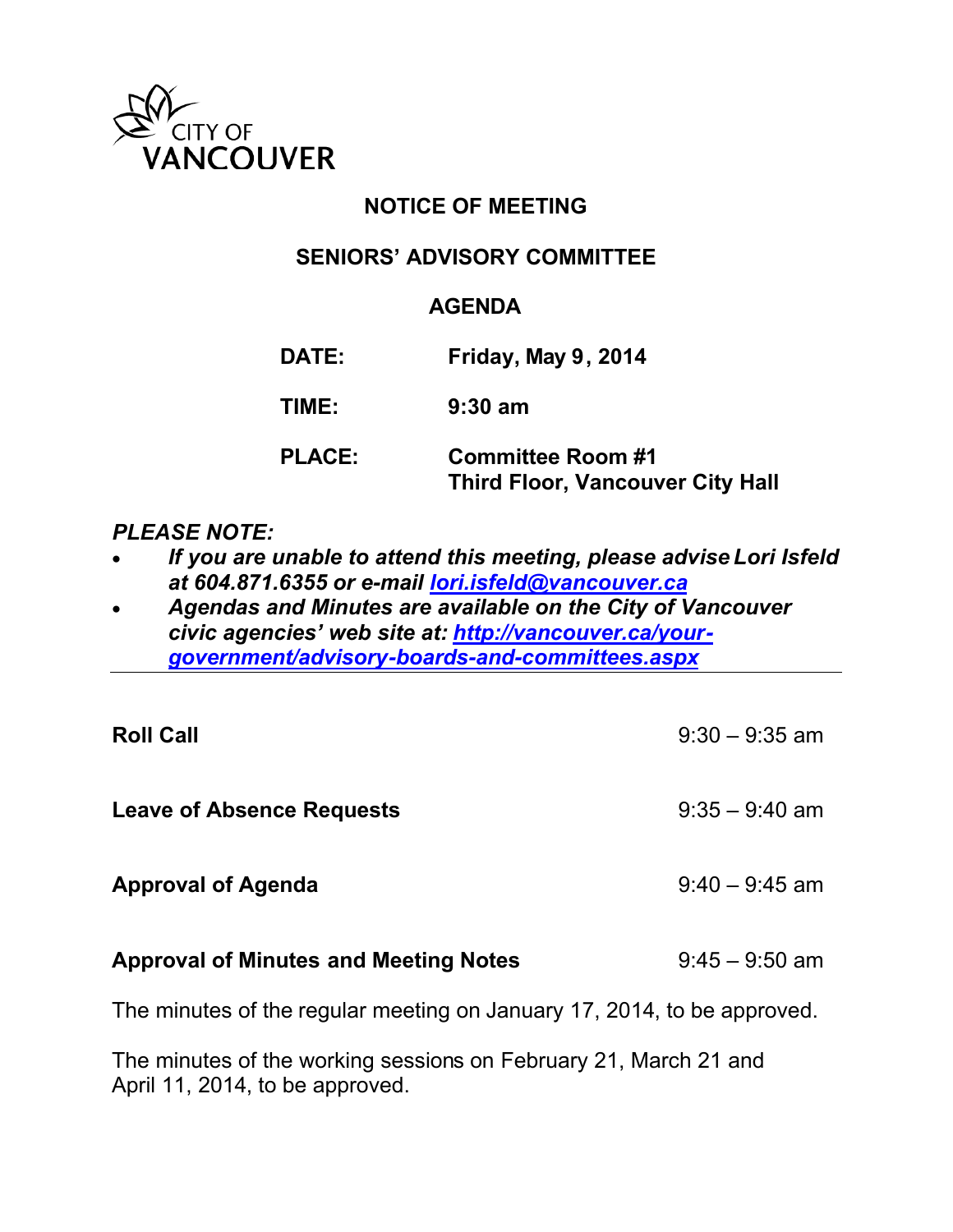CITY OF VANCOUVER

# NOTICE OF MEETING

## SENIORS' ADVISORY COMMITTEE

## AGENDA

| | |
|---|---|
| **DATE:** | **Friday, May 9, 2014** |
| **TIME:** | **9:30 am** |
| **PLACE:** | **Committee Room #1**<br>**Third Floor, Vancouver City Hall** |

***PLEASE NOTE:***

- ***If you are unable to attend this meeting, please advise Lori Isfeld at 604.871.6355 or e-mail lori.isfeld@vancouver.ca***
- ***Agendas and Minutes are available on the City of Vancouver civic agencies' web site at: http://vancouver.ca/your-government/advisory-boards-and-committees.aspx***

---

**Roll Call** 9:30 – 9:35 am

**Leave of Absence Requests** 9:35 – 9:40 am

**Approval of Agenda** 9:40 – 9:45 am

**Approval of Minutes and Meeting Notes** 9:45 – 9:50 am

The minutes of the regular meeting on January 17, 2014, to be approved.

The minutes of the working sessions on February 21, March 21 and April 11, 2014, to be approved.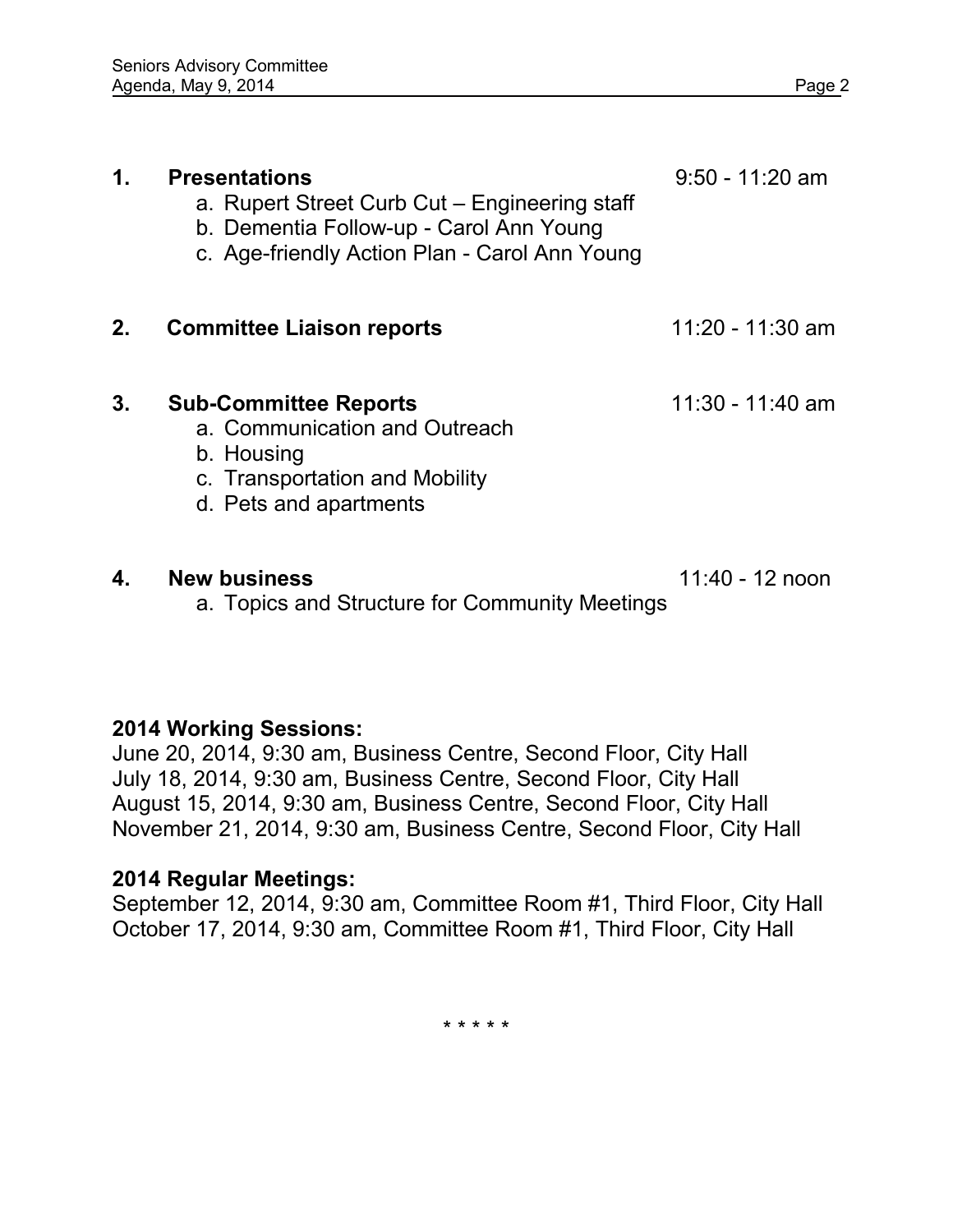**1. Presentations** 9:50 - 11:20 am

a. Rupert Street Curb Cut – Engineering staff
b. Dementia Follow-up - Carol Ann Young
c. Age-friendly Action Plan - Carol Ann Young

**2. Committee Liaison reports** 11:20 - 11:30 am

**3. Sub-Committee Reports** 11:30 - 11:40 am

a. Communication and Outreach
b. Housing
c. Transportation and Mobility
d. Pets and apartments

**4. New business** 11:40 - 12 noon

a. Topics and Structure for Community Meetings

**2014 Working Sessions:**

June 20, 2014, 9:30 am, Business Centre, Second Floor, City Hall
July 18, 2014, 9:30 am, Business Centre, Second Floor, City Hall
August 15, 2014, 9:30 am, Business Centre, Second Floor, City Hall
November 21, 2014, 9:30 am, Business Centre, Second Floor, City Hall

**2014 Regular Meetings:**

September 12, 2014, 9:30 am, Committee Room #1, Third Floor, City Hall
October 17, 2014, 9:30 am, Committee Room #1, Third Floor, City Hall

* * * * *